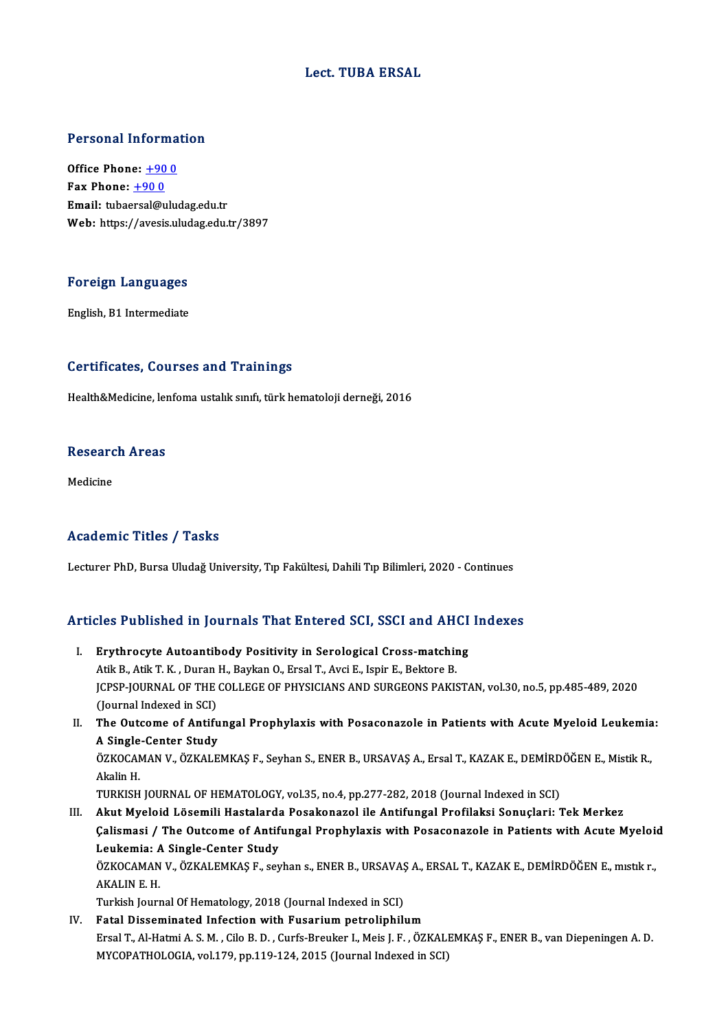# Lect. TUBA ERSAL

## Personal Information

**Office Phone:** +90 0
**Fax Phone:** +90 0
**Email:** tubaersal@uludag.edu.tr
**Web:** https://avesis.uludag.edu.tr/3897

## Foreign Languages

English, B1 Intermediate

## Certificates, Courses and Trainings

Health&Medicine, lenfoma ustalık sınıfı, türk hematoloji derneği, 2016

## Research Areas

Medicine

## Academic Titles / Tasks

Lecturer PhD, Bursa Uludağ University, Tıp Fakültesi, Dahili Tıp Bilimleri, 2020 - Continues

## Articles Published in Journals That Entered SCI, SSCI and AHCI Indexes

I. **Erythrocyte Autoantibody Positivity in Serological Cross-matching**
Atik B., Atik T. K. , Duran H., Baykan O., Ersal T., Avci E., Ispir E., Bektore B.
JCPSP-JOURNAL OF THE COLLEGE OF PHYSICIANS AND SURGEONS PAKISTAN, vol.30, no.5, pp.485-489, 2020 (Journal Indexed in SCI)

II. **The Outcome of Antifungal Prophylaxis with Posaconazole in Patients with Acute Myeloid Leukemia: A Single-Center Study**
ÖZKOCAMAN V., ÖZKALEMKAŞ F., Seyhan S., ENER B., URSAVAŞ A., Ersal T., KAZAK E., DEMİRDÖĞEN E., Mistik R., Akalin H.
TURKISH JOURNAL OF HEMATOLOGY, vol.35, no.4, pp.277-282, 2018 (Journal Indexed in SCI)

III. **Akut Myeloid Lösemili Hastalarda Posakonazol ile Antifungal Profilaksi Sonuçlari: Tek Merkez Çalismasi / The Outcome of Antifungal Prophylaxis with Posaconazole in Patients with Acute Myeloid Leukemia: A Single-Center Study**
ÖZKOCAMAN V., ÖZKALEMKAŞ F., seyhan s., ENER B., URSAVAŞ A., ERSAL T., KAZAK E., DEMİRDÖĞEN E., mıstık r., AKALIN E. H.
Turkish Journal Of Hematology, 2018 (Journal Indexed in SCI)

IV. **Fatal Disseminated Infection with Fusarium petroliphilum**
Ersal T., Al-Hatmi A. S. M. , Cilo B. D. , Curfs-Breuker I., Meis J. F. , ÖZKALEMKAŞ F., ENER B., van Diepeningen A. D.
MYCOPATHOLOGIA, vol.179, pp.119-124, 2015 (Journal Indexed in SCI)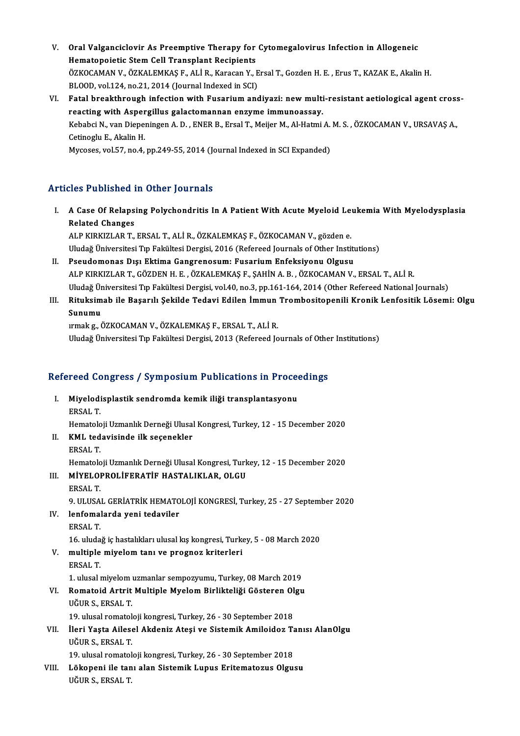V. **Oral Valganciclovir As Preemptive Therapy for Cytomegalovirus Infection in Allogeneic Hematopoietic Stem Cell Transplant Recipients**
ÖZKOCAMAN V., ÖZKALEMKAŞ F., ALİ R., Karacan Y., Ersal T., Gozden H. E. , Erus T., KAZAK E., Akalin H.
BLOOD, vol.124, no.21, 2014 (Journal Indexed in SCI)

VI. **Fatal breakthrough infection with Fusarium andiyazi: new multi-resistant aetiological agent cross-reacting with Aspergillus galactomannan enzyme immunoassay.**
Kebabci N., van Diepeningen A. D. , ENER B., Ersal T., Meijer M., Al-Hatmi A. M. S. , ÖZKOCAMAN V., URSAVAŞ A., Cetinoglu E., Akalin H.
Mycoses, vol.57, no.4, pp.249-55, 2014 (Journal Indexed in SCI Expanded)

## Articles Published in Other Journals

I. **A Case Of Relapsing Polychondritis In A Patient With Acute Myeloid Leukemia With Myelodysplasia Related Changes**
ALP KIRKIZLAR T., ERSAL T., ALİ R., ÖZKALEMKAŞ F., ÖZKOCAMAN V., gözden e.
Uludağ Üniversitesi Tıp Fakültesi Dergisi, 2016 (Refereed Journals of Other Institutions)

II. **Pseudomonas Dışı Ektima Gangrenosum: Fusarium Enfeksiyonu Olgusu**
ALP KIRKIZLAR T., GÖZDEN H. E. , ÖZKALEMKAŞ F., ŞAHİN A. B. , ÖZKOCAMAN V., ERSAL T., ALİ R.
Uludağ Üniversitesi Tıp Fakültesi Dergisi, vol.40, no.3, pp.161-164, 2014 (Other Refereed National Journals)

III. **Rituksimab ile Başarılı Şekilde Tedavi Edilen İmmun Trombositopenili Kronik Lenfositik Lösemi: Olgu Sunumu**
ırmak g., ÖZKOCAMAN V., ÖZKALEMKAŞ F., ERSAL T., ALİ R.
Uludağ Üniversitesi Tıp Fakültesi Dergisi, 2013 (Refereed Journals of Other Institutions)

## Refereed Congress / Symposium Publications in Proceedings

I. **Miyelodisplastik sendromda kemik iliği transplantasyonu**
ERSAL T.
Hematoloji Uzmanlık Derneği Ulusal Kongresi, Turkey, 12 - 15 December 2020

II. **KML tedavisinde ilk seçenekler**
ERSAL T.
Hematoloji Uzmanlık Derneği Ulusal Kongresi, Turkey, 12 - 15 December 2020

III. **MİYELOPROLİFERATİF HASTALIKLAR, OLGU**
ERSAL T.
9. ULUSAL GERİATRİK HEMATOLOJİ KONGRESİ, Turkey, 25 - 27 September 2020

IV. **lenfomalarda yeni tedaviler**
ERSAL T.
16. uludağ iç hastalıkları ulusal kış kongresi, Turkey, 5 - 08 March 2020

V. **multiple miyelom tanı ve prognoz kriterleri**
ERSAL T.
1. ulusal miyelom uzmanlar sempozyumu, Turkey, 08 March 2019

VI. **Romatoid Artrit Multiple Myelom Birlikteliği Gösteren Olgu**
UĞUR S., ERSAL T.
19. ulusal romatoloji kongresi, Turkey, 26 - 30 September 2018

VII. **İleri Yaşta Ailesel Akdeniz Ateşi ve Sistemik Amiloidoz Tanısı AlanOlgu**
UĞUR S., ERSAL T.
19. ulusal romatoloji kongresi, Turkey, 26 - 30 September 2018

VIII. **Lökopeni ile tanı alan Sistemik Lupus Eritematozus Olgusu**
UĞUR S., ERSAL T.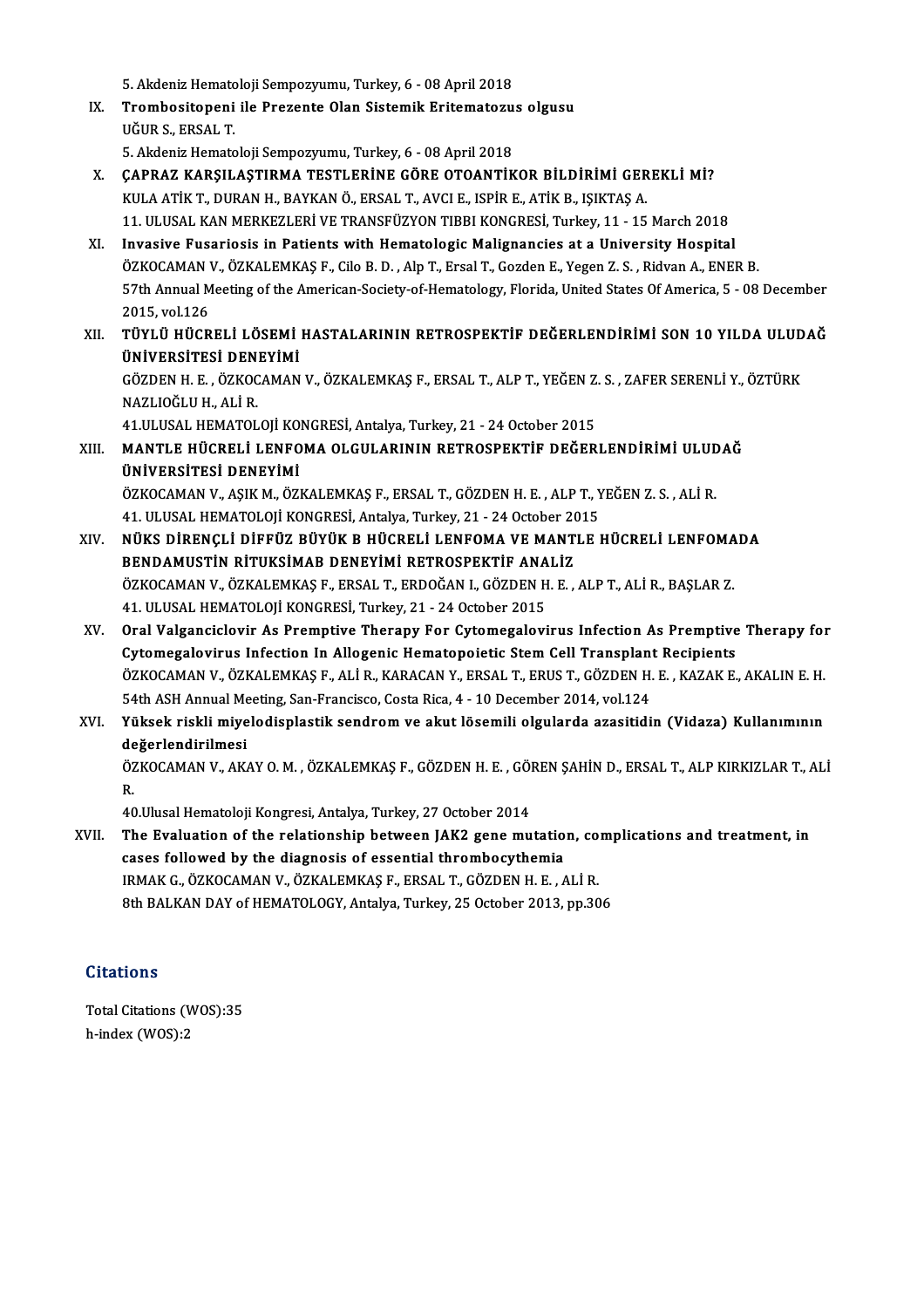5. Akdeniz Hematoloji Sempozyumu, Turkey, 6 - 08 April 2018

IX. **Trombositopeni ile Prezente Olan Sistemik Eritematozus olgusu**
UĞUR S., ERSAL T.
5. Akdeniz Hematoloji Sempozyumu, Turkey, 6 - 08 April 2018

X. **ÇAPRAZ KARŞILAŞTIRMA TESTLERİNE GÖRE OTOANTİKOR BİLDİRİMİ GEREKLİ Mİ?**
KULA ATİK T., DURAN H., BAYKAN Ö., ERSAL T., AVCI E., ISPİR E., ATİK B., IŞIKTAŞ A.
11. ULUSAL KAN MERKEZLERİ VE TRANSFÜZYON TIBBI KONGRESİ, Turkey, 11 - 15 March 2018

XI. **Invasive Fusariosis in Patients with Hematologic Malignancies at a University Hospital**
ÖZKOCAMAN V., ÖZKALEMKAŞ F., Cilo B. D. , Alp T., Ersal T., Gozden E., Yegen Z. S. , Ridvan A., ENER B.
57th Annual Meeting of the American-Society-of-Hematology, Florida, United States Of America, 5 - 08 December 2015, vol.126

XII. **TÜYLÜ HÜCRELİ LÖSEMİ HASTALARININ RETROSPEKTİF DEĞERLENDİRİMİ SON 10 YILDA ULUDAĞ ÜNİVERSİTESİ DENEYİMİ**
GÖZDEN H. E. , ÖZKOCAMAN V., ÖZKALEMKAŞ F., ERSAL T., ALP T., YEĞEN Z. S. , ZAFER SERENLİ Y., ÖZTÜRK NAZLIOĞLU H., ALİ R.
41.ULUSAL HEMATOLOJİ KONGRESİ, Antalya, Turkey, 21 - 24 October 2015

XIII. **MANTLE HÜCRELİ LENFOMA OLGULARININ RETROSPEKTİF DEĞERLENDİRİMİ ULUDAĞ ÜNİVERSİTESİ DENEYİMİ**
ÖZKOCAMAN V., AŞIK M., ÖZKALEMKAŞ F., ERSAL T., GÖZDEN H. E. , ALP T., YEĞEN Z. S. , ALİ R.
41. ULUSAL HEMATOLOJİ KONGRESİ, Antalya, Turkey, 21 - 24 October 2015

XIV. **NÜKS DİRENÇLİ DİFFÜZ BÜYÜK B HÜCRELİ LENFOMA VE MANTLE HÜCRELİ LENFOMADA BENDAMUSTİN RİTUKSİMAB DENEYİMİ RETROSPEKTİF ANALİZ**
ÖZKOCAMAN V., ÖZKALEMKAŞ F., ERSAL T., ERDOĞAN I., GÖZDEN H. E. , ALP T., ALİ R., BAŞLAR Z.
41. ULUSAL HEMATOLOJİ KONGRESİ, Turkey, 21 - 24 October 2015

XV. **Oral Valganciclovir As Premptive Therapy For Cytomegalovirus Infection As Premptive Therapy for Cytomegalovirus Infection In Allogenic Hematopoietic Stem Cell Transplant Recipients**
ÖZKOCAMAN V., ÖZKALEMKAŞ F., ALİ R., KARACAN Y., ERSAL T., ERUS T., GÖZDEN H. E. , KAZAK E., AKALIN E. H.
54th ASH Annual Meeting, San-Francisco, Costa Rica, 4 - 10 December 2014, vol.124

XVI. **Yüksek riskli miyelodisplastik sendrom ve akut lösemili olgularda azasitidin (Vidaza) Kullanımının değerlendirilmesi**
ÖZKOCAMAN V., AKAY O. M. , ÖZKALEMKAŞ F., GÖZDEN H. E. , GÖREN ŞAHİN D., ERSAL T., ALP KIRKIZLAR T., ALİ R.
40.Ulusal Hematoloji Kongresi, Antalya, Turkey, 27 October 2014

XVII. **The Evaluation of the relationship between JAK2 gene mutation, complications and treatment, in cases followed by the diagnosis of essential thrombocythemia**
IRMAK G., ÖZKOCAMAN V., ÖZKALEMKAŞ F., ERSAL T., GÖZDEN H. E. , ALİ R.
8th BALKAN DAY of HEMATOLOGY, Antalya, Turkey, 25 October 2013, pp.306

## Citations

Total Citations (WOS):35
h-index (WOS):2